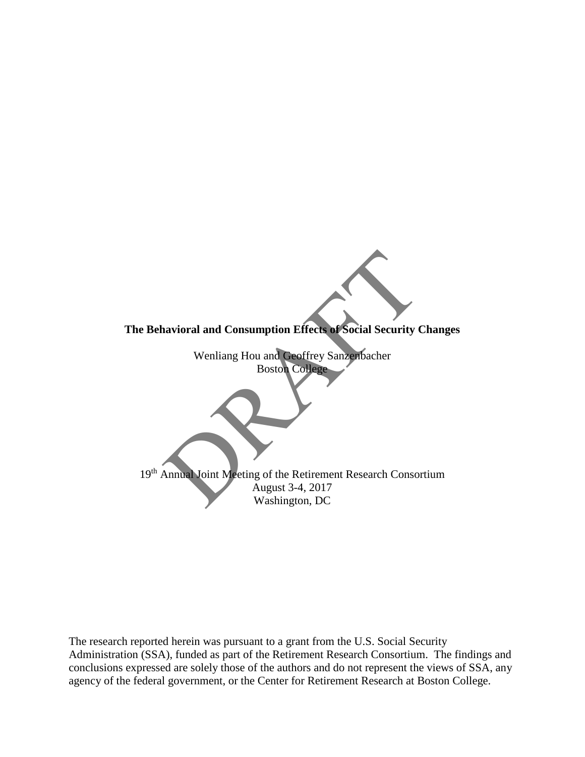**The Behavioral and Consumption Effects of Social Security Changes**

Wenliang Hou and Geoffrey Sanzenbacher
Boston College

19th Annual Joint Meeting of the Retirement Research Consortium
August 3-4, 2017
Washington, DC

The research reported herein was pursuant to a grant from the U.S. Social Security Administration (SSA), funded as part of the Retirement Research Consortium. The findings and conclusions expressed are solely those of the authors and do not represent the views of SSA, any agency of the federal government, or the Center for Retirement Research at Boston College.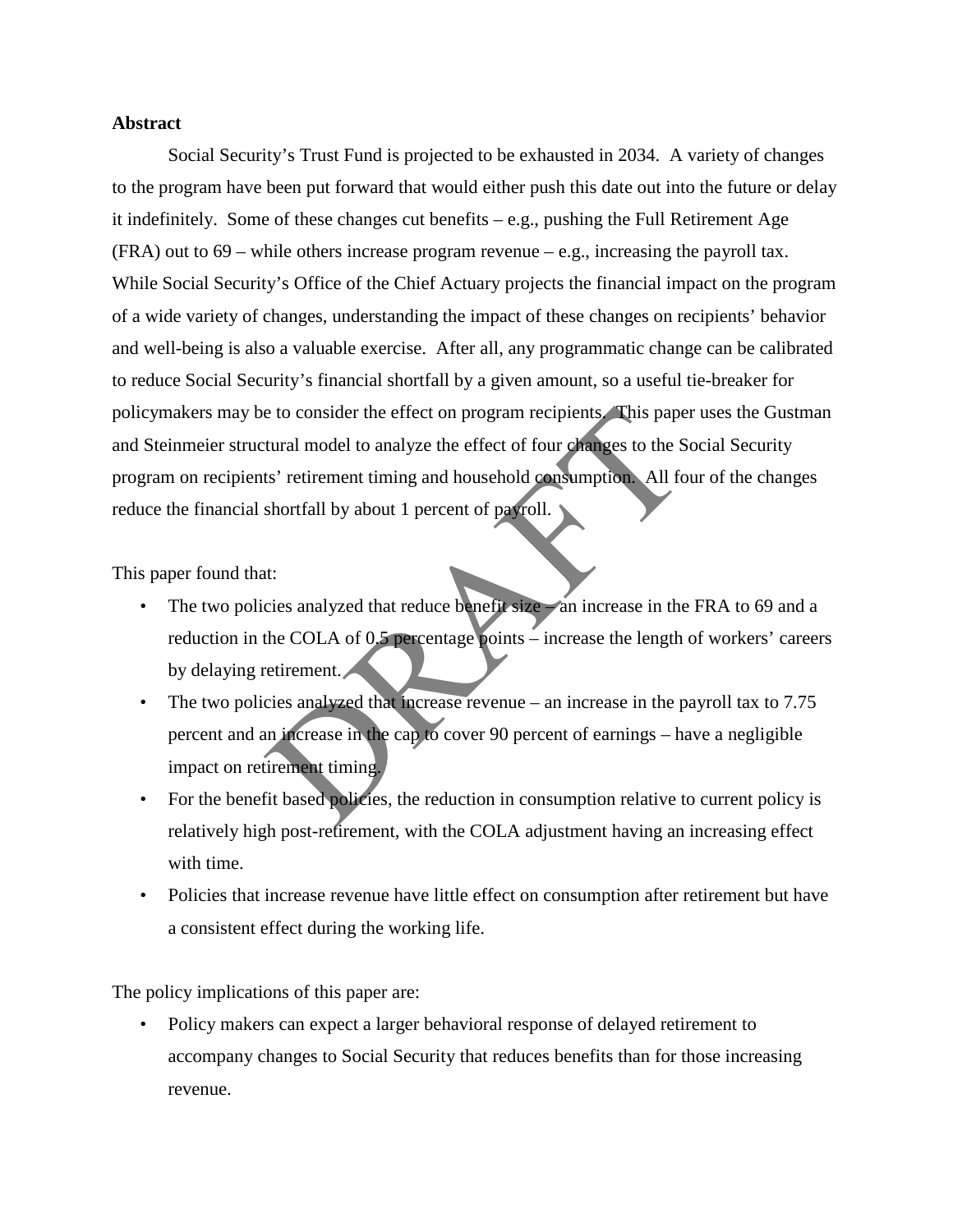**Abstract**

Social Security's Trust Fund is projected to be exhausted in 2034. A variety of changes to the program have been put forward that would either push this date out into the future or delay it indefinitely. Some of these changes cut benefits – e.g., pushing the Full Retirement Age (FRA) out to 69 – while others increase program revenue – e.g., increasing the payroll tax. While Social Security's Office of the Chief Actuary projects the financial impact on the program of a wide variety of changes, understanding the impact of these changes on recipients' behavior and well-being is also a valuable exercise. After all, any programmatic change can be calibrated to reduce Social Security's financial shortfall by a given amount, so a useful tie-breaker for policymakers may be to consider the effect on program recipients. This paper uses the Gustman and Steinmeier structural model to analyze the effect of four changes to the Social Security program on recipients' retirement timing and household consumption. All four of the changes reduce the financial shortfall by about 1 percent of payroll.

This paper found that:

- The two policies analyzed that reduce benefit size – an increase in the FRA to 69 and a reduction in the COLA of 0.5 percentage points – increase the length of workers' careers by delaying retirement.
- The two policies analyzed that increase revenue – an increase in the payroll tax to 7.75 percent and an increase in the cap to cover 90 percent of earnings – have a negligible impact on retirement timing.
- For the benefit based policies, the reduction in consumption relative to current policy is relatively high post-retirement, with the COLA adjustment having an increasing effect with time.
- Policies that increase revenue have little effect on consumption after retirement but have a consistent effect during the working life.

The policy implications of this paper are:

- Policy makers can expect a larger behavioral response of delayed retirement to accompany changes to Social Security that reduces benefits than for those increasing revenue.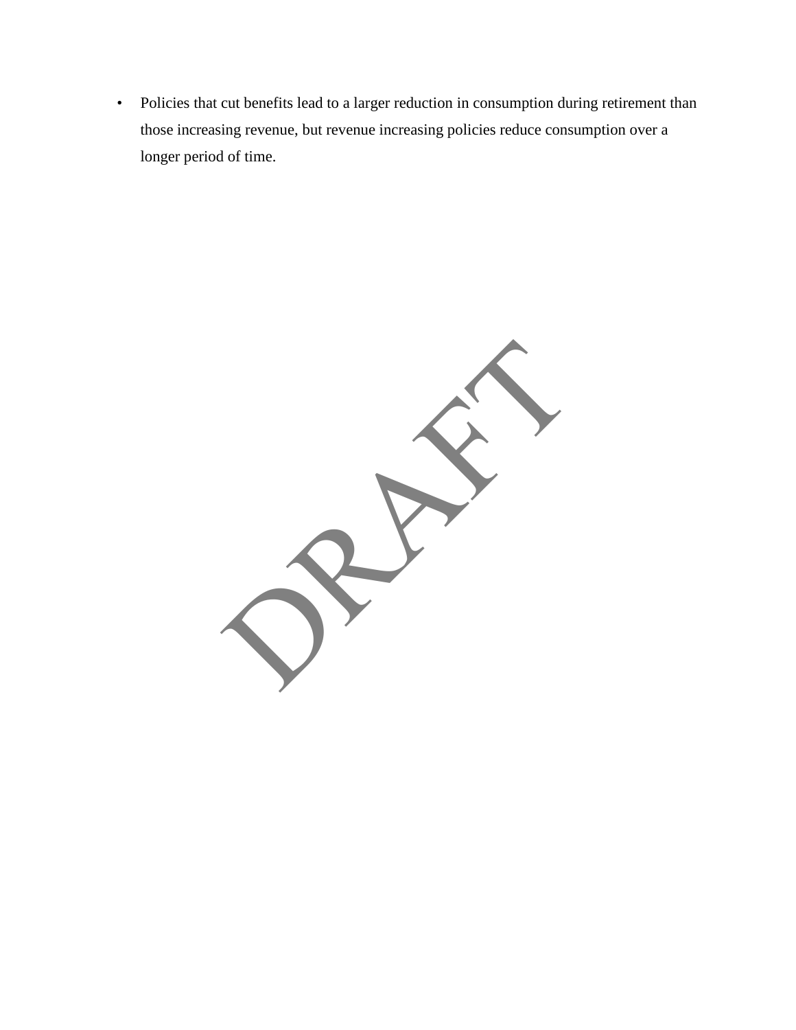- Policies that cut benefits lead to a larger reduction in consumption during retirement than those increasing revenue, but revenue increasing policies reduce consumption over a longer period of time.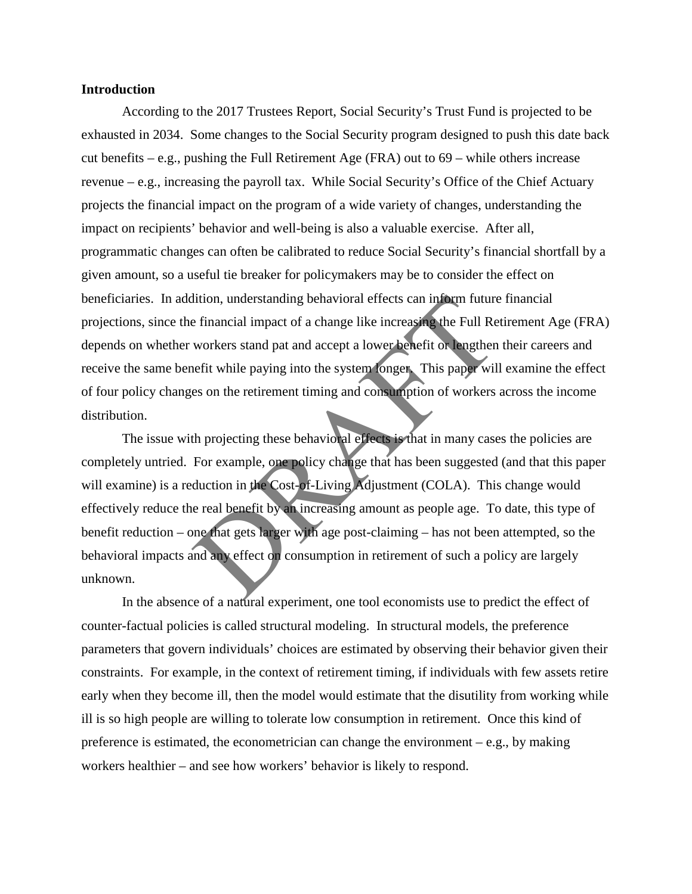## Introduction

According to the 2017 Trustees Report, Social Security's Trust Fund is projected to be exhausted in 2034. Some changes to the Social Security program designed to push this date back cut benefits – e.g., pushing the Full Retirement Age (FRA) out to 69 – while others increase revenue – e.g., increasing the payroll tax. While Social Security's Office of the Chief Actuary projects the financial impact on the program of a wide variety of changes, understanding the impact on recipients' behavior and well-being is also a valuable exercise. After all, programmatic changes can often be calibrated to reduce Social Security's financial shortfall by a given amount, so a useful tie breaker for policymakers may be to consider the effect on beneficiaries. In addition, understanding behavioral effects can inform future financial projections, since the financial impact of a change like increasing the Full Retirement Age (FRA) depends on whether workers stand pat and accept a lower benefit or lengthen their careers and receive the same benefit while paying into the system longer. This paper will examine the effect of four policy changes on the retirement timing and consumption of workers across the income distribution.

The issue with projecting these behavioral effects is that in many cases the policies are completely untried. For example, one policy change that has been suggested (and that this paper will examine) is a reduction in the Cost-of-Living Adjustment (COLA). This change would effectively reduce the real benefit by an increasing amount as people age. To date, this type of benefit reduction – one that gets larger with age post-claiming – has not been attempted, so the behavioral impacts and any effect on consumption in retirement of such a policy are largely unknown.

In the absence of a natural experiment, one tool economists use to predict the effect of counter-factual policies is called structural modeling. In structural models, the preference parameters that govern individuals' choices are estimated by observing their behavior given their constraints. For example, in the context of retirement timing, if individuals with few assets retire early when they become ill, then the model would estimate that the disutility from working while ill is so high people are willing to tolerate low consumption in retirement. Once this kind of preference is estimated, the econometrician can change the environment – e.g., by making workers healthier – and see how workers' behavior is likely to respond.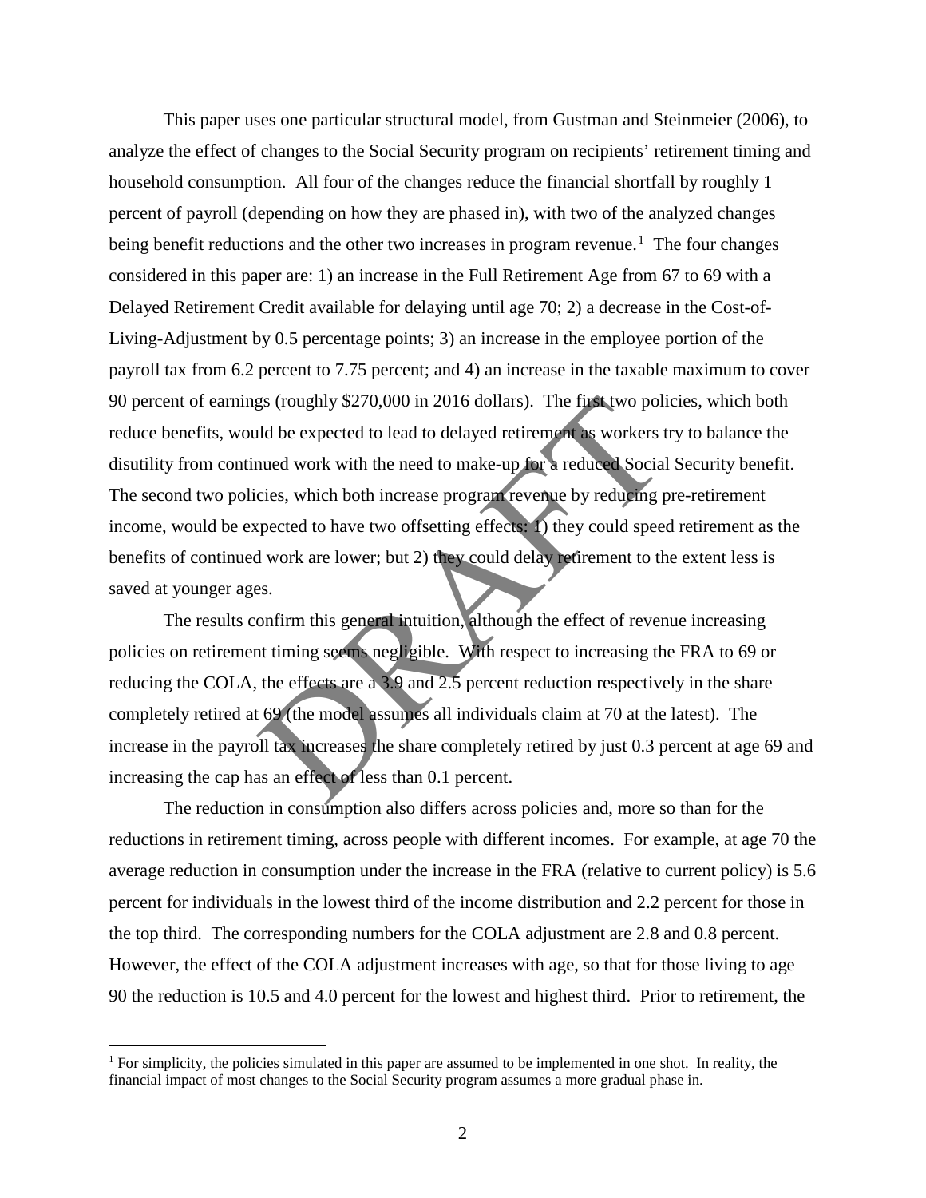This paper uses one particular structural model, from Gustman and Steinmeier (2006), to analyze the effect of changes to the Social Security program on recipients' retirement timing and household consumption. All four of the changes reduce the financial shortfall by roughly 1 percent of payroll (depending on how they are phased in), with two of the analyzed changes being benefit reductions and the other two increases in program revenue.[1] The four changes considered in this paper are: 1) an increase in the Full Retirement Age from 67 to 69 with a Delayed Retirement Credit available for delaying until age 70; 2) a decrease in the Cost-of-Living-Adjustment by 0.5 percentage points; 3) an increase in the employee portion of the payroll tax from 6.2 percent to 7.75 percent; and 4) an increase in the taxable maximum to cover 90 percent of earnings (roughly $270,000 in 2016 dollars). The first two policies, which both reduce benefits, would be expected to lead to delayed retirement as workers try to balance the disutility from continued work with the need to make-up for a reduced Social Security benefit. The second two policies, which both increase program revenue by reducing pre-retirement income, would be expected to have two offsetting effects: 1) they could speed retirement as the benefits of continued work are lower; but 2) they could delay retirement to the extent less is saved at younger ages.

The results confirm this general intuition, although the effect of revenue increasing policies on retirement timing seems negligible. With respect to increasing the FRA to 69 or reducing the COLA, the effects are a 3.9 and 2.5 percent reduction respectively in the share completely retired at 69 (the model assumes all individuals claim at 70 at the latest). The increase in the payroll tax increases the share completely retired by just 0.3 percent at age 69 and increasing the cap has an effect of less than 0.1 percent.

The reduction in consumption also differs across policies and, more so than for the reductions in retirement timing, across people with different incomes. For example, at age 70 the average reduction in consumption under the increase in the FRA (relative to current policy) is 5.6 percent for individuals in the lowest third of the income distribution and 2.2 percent for those in the top third. The corresponding numbers for the COLA adjustment are 2.8 and 0.8 percent. However, the effect of the COLA adjustment increases with age, so that for those living to age 90 the reduction is 10.5 and 4.0 percent for the lowest and highest third. Prior to retirement, the

[1] For simplicity, the policies simulated in this paper are assumed to be implemented in one shot. In reality, the financial impact of most changes to the Social Security program assumes a more gradual phase in.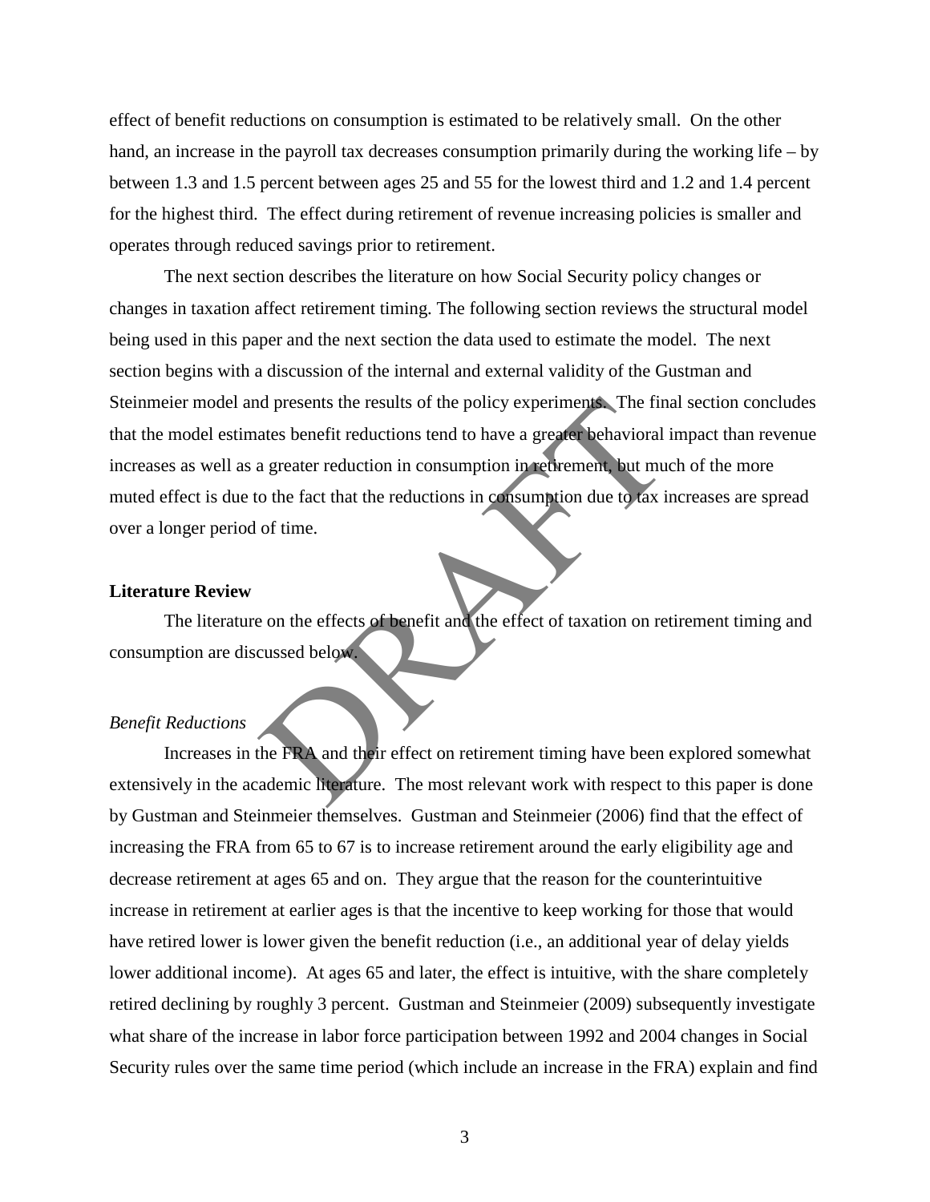effect of benefit reductions on consumption is estimated to be relatively small. On the other hand, an increase in the payroll tax decreases consumption primarily during the working life – by between 1.3 and 1.5 percent between ages 25 and 55 for the lowest third and 1.2 and 1.4 percent for the highest third. The effect during retirement of revenue increasing policies is smaller and operates through reduced savings prior to retirement.

The next section describes the literature on how Social Security policy changes or changes in taxation affect retirement timing. The following section reviews the structural model being used in this paper and the next section the data used to estimate the model. The next section begins with a discussion of the internal and external validity of the Gustman and Steinmeier model and presents the results of the policy experiments. The final section concludes that the model estimates benefit reductions tend to have a greater behavioral impact than revenue increases as well as a greater reduction in consumption in retirement, but much of the more muted effect is due to the fact that the reductions in consumption due to tax increases are spread over a longer period of time.

**Literature Review**

The literature on the effects of benefit and the effect of taxation on retirement timing and consumption are discussed below.

*Benefit Reductions*

Increases in the FRA and their effect on retirement timing have been explored somewhat extensively in the academic literature. The most relevant work with respect to this paper is done by Gustman and Steinmeier themselves. Gustman and Steinmeier (2006) find that the effect of increasing the FRA from 65 to 67 is to increase retirement around the early eligibility age and decrease retirement at ages 65 and on. They argue that the reason for the counterintuitive increase in retirement at earlier ages is that the incentive to keep working for those that would have retired lower is lower given the benefit reduction (i.e., an additional year of delay yields lower additional income). At ages 65 and later, the effect is intuitive, with the share completely retired declining by roughly 3 percent. Gustman and Steinmeier (2009) subsequently investigate what share of the increase in labor force participation between 1992 and 2004 changes in Social Security rules over the same time period (which include an increase in the FRA) explain and find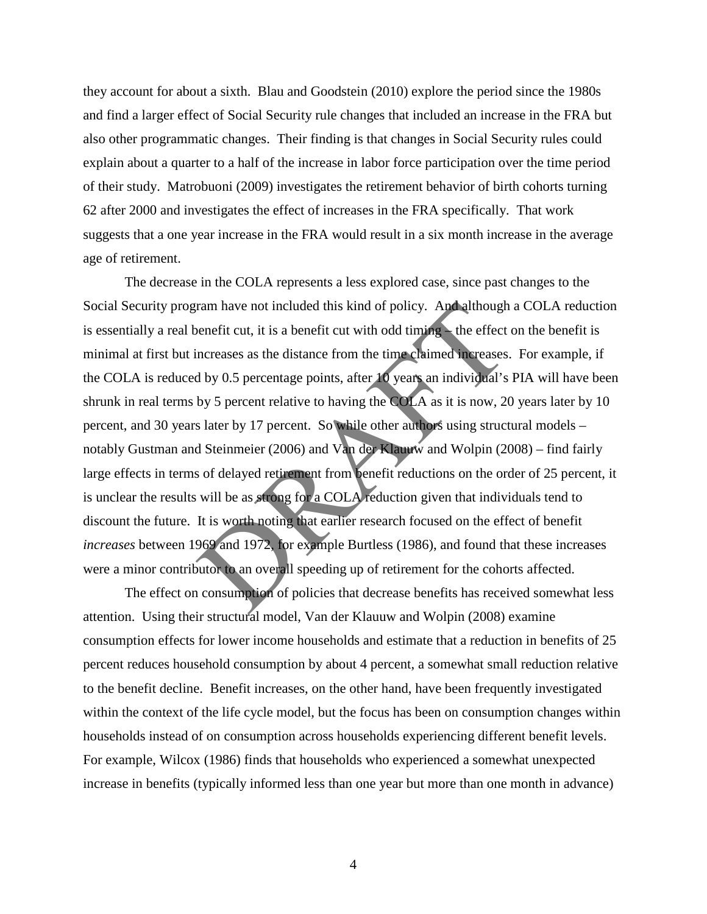they account for about a sixth. Blau and Goodstein (2010) explore the period since the 1980s and find a larger effect of Social Security rule changes that included an increase in the FRA but also other programmatic changes. Their finding is that changes in Social Security rules could explain about a quarter to a half of the increase in labor force participation over the time period of their study. Matrobuoni (2009) investigates the retirement behavior of birth cohorts turning 62 after 2000 and investigates the effect of increases in the FRA specifically. That work suggests that a one year increase in the FRA would result in a six month increase in the average age of retirement.

The decrease in the COLA represents a less explored case, since past changes to the Social Security program have not included this kind of policy. And although a COLA reduction is essentially a real benefit cut, it is a benefit cut with odd timing – the effect on the benefit is minimal at first but increases as the distance from the time claimed increases. For example, if the COLA is reduced by 0.5 percentage points, after 10 years an individual's PIA will have been shrunk in real terms by 5 percent relative to having the COLA as it is now, 20 years later by 10 percent, and 30 years later by 17 percent. So while other authors using structural models – notably Gustman and Steinmeier (2006) and Van der Klauuw and Wolpin (2008) – find fairly large effects in terms of delayed retirement from benefit reductions on the order of 25 percent, it is unclear the results will be as strong for a COLA reduction given that individuals tend to discount the future. It is worth noting that earlier research focused on the effect of benefit *increases* between 1969 and 1972, for example Burtless (1986), and found that these increases were a minor contributor to an overall speeding up of retirement for the cohorts affected.

The effect on consumption of policies that decrease benefits has received somewhat less attention. Using their structural model, Van der Klauuw and Wolpin (2008) examine consumption effects for lower income households and estimate that a reduction in benefits of 25 percent reduces household consumption by about 4 percent, a somewhat small reduction relative to the benefit decline. Benefit increases, on the other hand, have been frequently investigated within the context of the life cycle model, but the focus has been on consumption changes within households instead of on consumption across households experiencing different benefit levels. For example, Wilcox (1986) finds that households who experienced a somewhat unexpected increase in benefits (typically informed less than one year but more than one month in advance)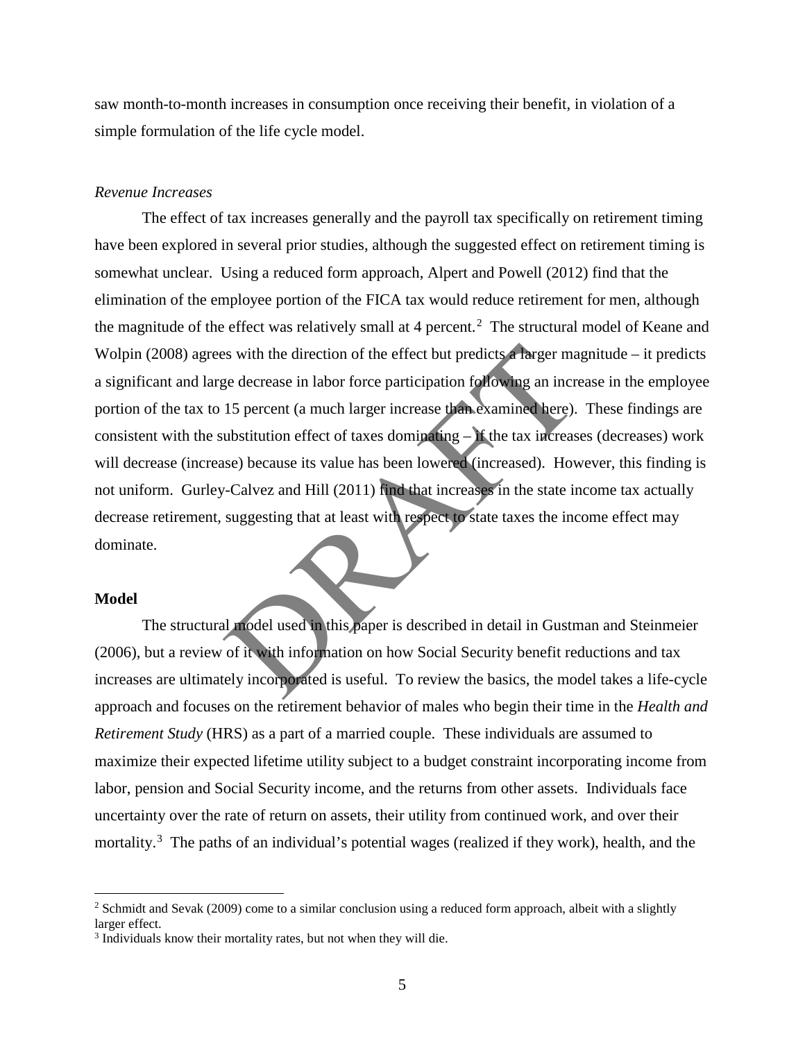saw month-to-month increases in consumption once receiving their benefit, in violation of a simple formulation of the life cycle model.

*Revenue Increases*

The effect of tax increases generally and the payroll tax specifically on retirement timing have been explored in several prior studies, although the suggested effect on retirement timing is somewhat unclear. Using a reduced form approach, Alpert and Powell (2012) find that the elimination of the employee portion of the FICA tax would reduce retirement for men, although the magnitude of the effect was relatively small at 4 percent.[2] The structural model of Keane and Wolpin (2008) agrees with the direction of the effect but predicts a larger magnitude – it predicts a significant and large decrease in labor force participation following an increase in the employee portion of the tax to 15 percent (a much larger increase than examined here). These findings are consistent with the substitution effect of taxes dominating – if the tax increases (decreases) work will decrease (increase) because its value has been lowered (increased). However, this finding is not uniform. Gurley-Calvez and Hill (2011) find that increases in the state income tax actually decrease retirement, suggesting that at least with respect to state taxes the income effect may dominate.

**Model**

The structural model used in this paper is described in detail in Gustman and Steinmeier (2006), but a review of it with information on how Social Security benefit reductions and tax increases are ultimately incorporated is useful. To review the basics, the model takes a life-cycle approach and focuses on the retirement behavior of males who begin their time in the *Health and Retirement Study* (HRS) as a part of a married couple. These individuals are assumed to maximize their expected lifetime utility subject to a budget constraint incorporating income from labor, pension and Social Security income, and the returns from other assets. Individuals face uncertainty over the rate of return on assets, their utility from continued work, and over their mortality.[3] The paths of an individual's potential wages (realized if they work), health, and the

[2] Schmidt and Sevak (2009) come to a similar conclusion using a reduced form approach, albeit with a slightly larger effect.

[3] Individuals know their mortality rates, but not when they will die.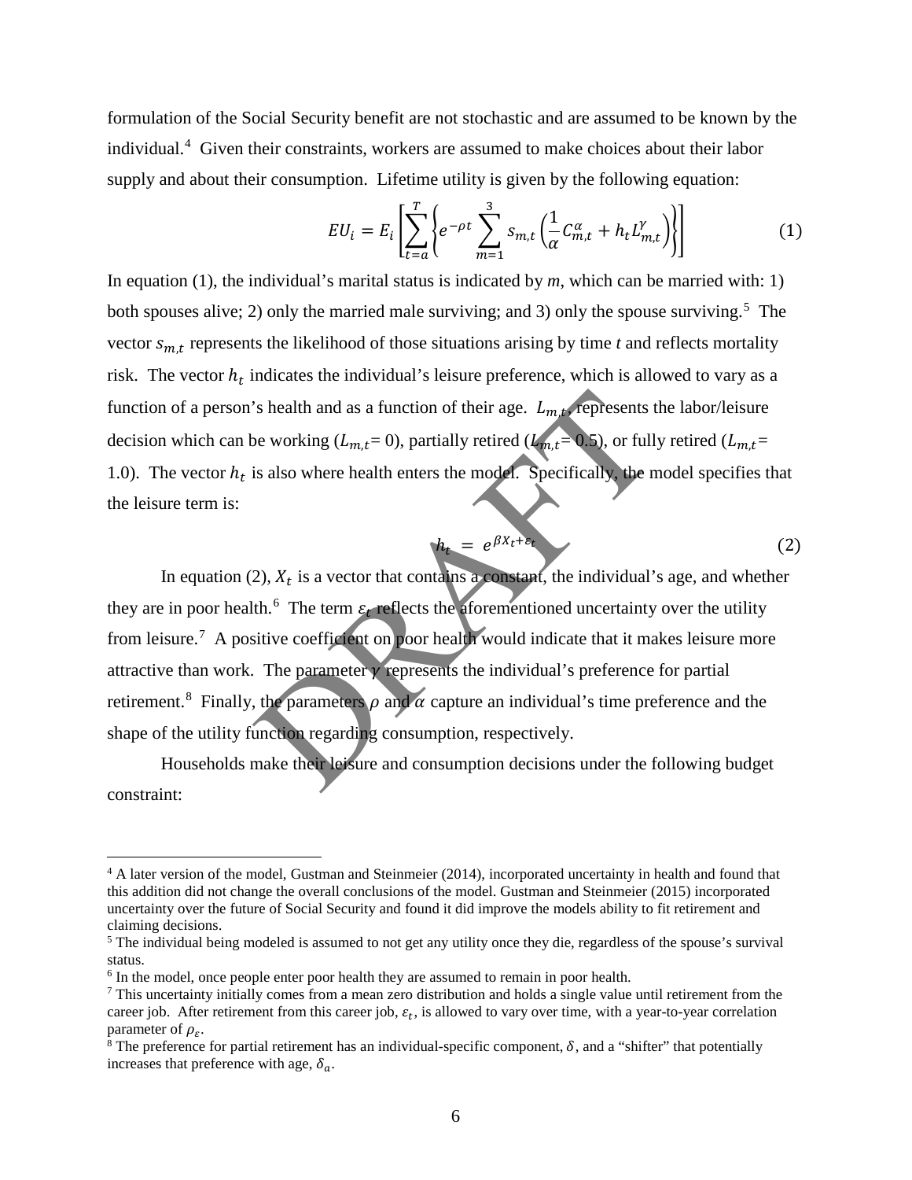formulation of the Social Security benefit are not stochastic and are assumed to be known by the individual.[4] Given their constraints, workers are assumed to make choices about their labor supply and about their consumption. Lifetime utility is given by the following equation:

$$EU_i = E_i\left[\sum_{t=a}^{T}\left\{e^{-\rho t}\sum_{m=1}^{3} s_{m,t}\left(\frac{1}{\alpha}C_{m,t}^{\alpha} + h_t L_{m,t}^{\gamma}\right)\right\}\right] \tag{1}$$

In equation (1), the individual's marital status is indicated by *m*, which can be married with: 1) both spouses alive; 2) only the married male surviving; and 3) only the spouse surviving.[5] The vector $s_{m,t}$ represents the likelihood of those situations arising by time *t* and reflects mortality risk. The vector $h_t$ indicates the individual's leisure preference, which is allowed to vary as a function of a person's health and as a function of their age. $L_{m,t}$, represents the labor/leisure decision which can be working ($L_{m,t}$= 0), partially retired ($L_{m,t}$= 0.5), or fully retired ($L_{m,t}$= 1.0). The vector $h_t$ is also where health enters the model. Specifically, the model specifies that the leisure term is:

$$h_t = e^{\beta X_t + \varepsilon_t} \tag{2}$$

In equation (2), $X_t$ is a vector that contains a constant, the individual's age, and whether they are in poor health.[6] The term $\varepsilon_t$ reflects the aforementioned uncertainty over the utility from leisure.[7] A positive coefficient on poor health would indicate that it makes leisure more attractive than work. The parameter $\gamma$ represents the individual's preference for partial retirement.[8] Finally, the parameters $\rho$ and $\alpha$ capture an individual's time preference and the shape of the utility function regarding consumption, respectively.

Households make their leisure and consumption decisions under the following budget constraint:

---

[4] A later version of the model, Gustman and Steinmeier (2014), incorporated uncertainty in health and found that this addition did not change the overall conclusions of the model. Gustman and Steinmeier (2015) incorporated uncertainty over the future of Social Security and found it did improve the models ability to fit retirement and claiming decisions.

[5] The individual being modeled is assumed to not get any utility once they die, regardless of the spouse's survival status.

[6] In the model, once people enter poor health they are assumed to remain in poor health.

[7] This uncertainty initially comes from a mean zero distribution and holds a single value until retirement from the career job. After retirement from this career job, $\varepsilon_t$, is allowed to vary over time, with a year-to-year correlation parameter of $\rho_{\varepsilon}$.

[8] The preference for partial retirement has an individual-specific component, $\delta$, and a "shifter" that potentially increases that preference with age, $\delta_a$.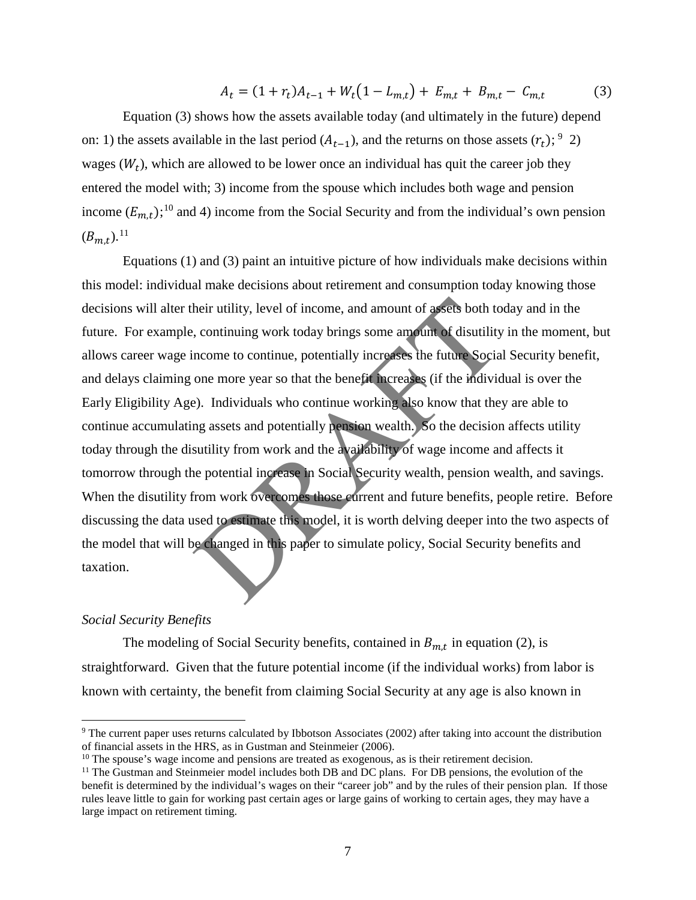$$A_t = (1 + r_t)A_{t-1} + W_t(1 - L_{m,t}) + E_{m,t} + B_{m,t} - C_{m,t} \tag{3}$$

Equation (3) shows how the assets available today (and ultimately in the future) depend on: 1) the assets available in the last period ($A_{t-1}$), and the returns on those assets ($r_t$); [9] 2) wages ($W_t$), which are allowed to be lower once an individual has quit the career job they entered the model with; 3) income from the spouse which includes both wage and pension income ($E_{m,t}$);[10] and 4) income from the Social Security and from the individual's own pension ($B_{m,t}$).[11]

Equations (1) and (3) paint an intuitive picture of how individuals make decisions within this model: individual make decisions about retirement and consumption today knowing those decisions will alter their utility, level of income, and amount of assets both today and in the future. For example, continuing work today brings some amount of disutility in the moment, but allows career wage income to continue, potentially increases the future Social Security benefit, and delays claiming one more year so that the benefit increases (if the individual is over the Early Eligibility Age). Individuals who continue working also know that they are able to continue accumulating assets and potentially pension wealth. So the decision affects utility today through the disutility from work and the availability of wage income and affects it tomorrow through the potential increase in Social Security wealth, pension wealth, and savings. When the disutility from work overcomes those current and future benefits, people retire. Before discussing the data used to estimate this model, it is worth delving deeper into the two aspects of the model that will be changed in this paper to simulate policy, Social Security benefits and taxation.

*Social Security Benefits*

The modeling of Social Security benefits, contained in $B_{m,t}$ in equation (2), is straightforward. Given that the future potential income (if the individual works) from labor is known with certainty, the benefit from claiming Social Security at any age is also known in

[9] The current paper uses returns calculated by Ibbotson Associates (2002) after taking into account the distribution of financial assets in the HRS, as in Gustman and Steinmeier (2006).

[10] The spouse's wage income and pensions are treated as exogenous, as is their retirement decision.

[11] The Gustman and Steinmeier model includes both DB and DC plans. For DB pensions, the evolution of the benefit is determined by the individual's wages on their "career job" and by the rules of their pension plan. If those rules leave little to gain for working past certain ages or large gains of working to certain ages, they may have a large impact on retirement timing.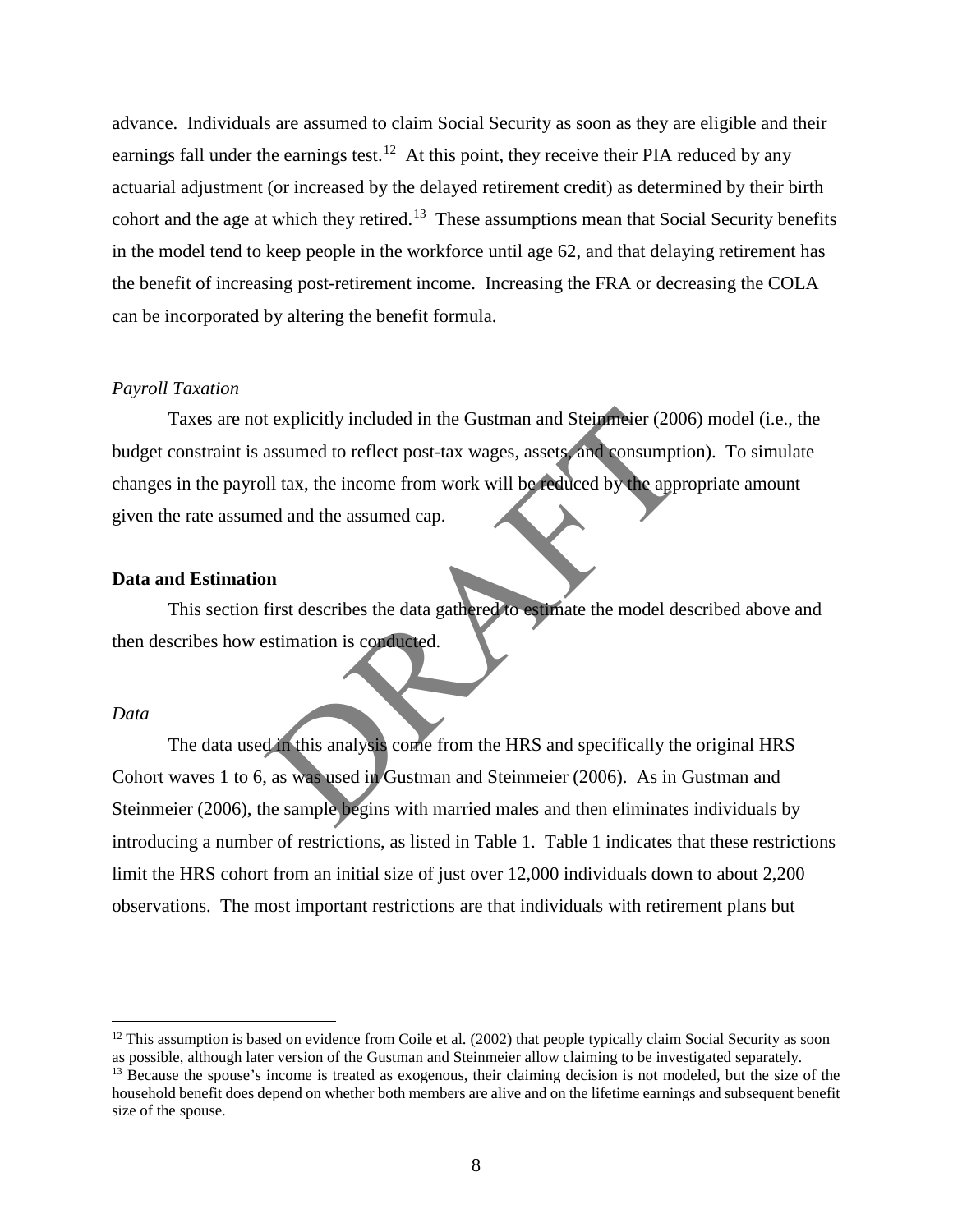advance. Individuals are assumed to claim Social Security as soon as they are eligible and their earnings fall under the earnings test.[12] At this point, they receive their PIA reduced by any actuarial adjustment (or increased by the delayed retirement credit) as determined by their birth cohort and the age at which they retired.[13] These assumptions mean that Social Security benefits in the model tend to keep people in the workforce until age 62, and that delaying retirement has the benefit of increasing post-retirement income. Increasing the FRA or decreasing the COLA can be incorporated by altering the benefit formula.

*Payroll Taxation*

Taxes are not explicitly included in the Gustman and Steinmeier (2006) model (i.e., the budget constraint is assumed to reflect post-tax wages, assets, and consumption). To simulate changes in the payroll tax, the income from work will be reduced by the appropriate amount given the rate assumed and the assumed cap.

**Data and Estimation**

This section first describes the data gathered to estimate the model described above and then describes how estimation is conducted.

*Data*

The data used in this analysis come from the HRS and specifically the original HRS Cohort waves 1 to 6, as was used in Gustman and Steinmeier (2006). As in Gustman and Steinmeier (2006), the sample begins with married males and then eliminates individuals by introducing a number of restrictions, as listed in Table 1. Table 1 indicates that these restrictions limit the HRS cohort from an initial size of just over 12,000 individuals down to about 2,200 observations. The most important restrictions are that individuals with retirement plans but

[12] This assumption is based on evidence from Coile et al. (2002) that people typically claim Social Security as soon as possible, although later version of the Gustman and Steinmeier allow claiming to be investigated separately.

[13] Because the spouse's income is treated as exogenous, their claiming decision is not modeled, but the size of the household benefit does depend on whether both members are alive and on the lifetime earnings and subsequent benefit size of the spouse.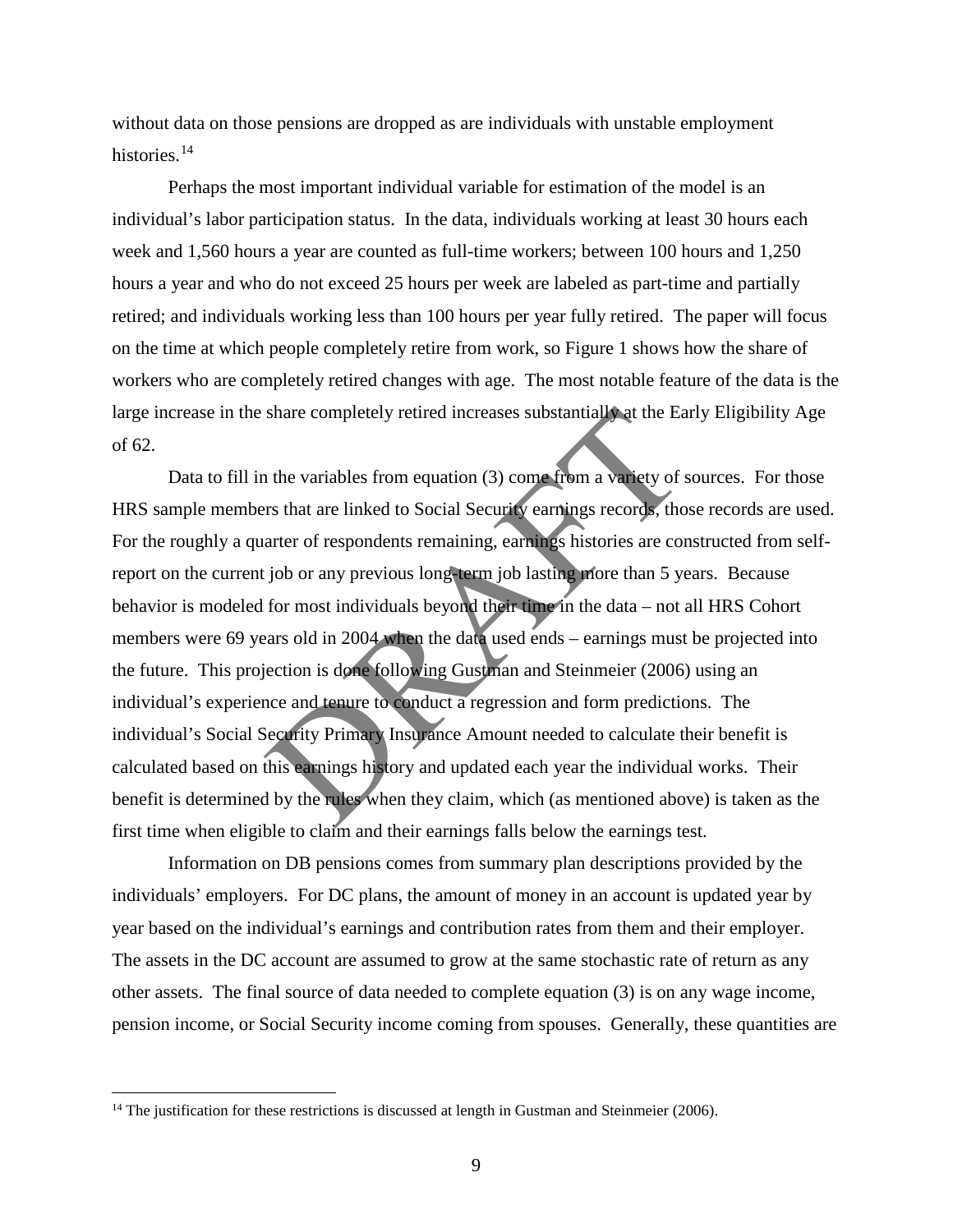without data on those pensions are dropped as are individuals with unstable employment histories.[14]

Perhaps the most important individual variable for estimation of the model is an individual's labor participation status. In the data, individuals working at least 30 hours each week and 1,560 hours a year are counted as full-time workers; between 100 hours and 1,250 hours a year and who do not exceed 25 hours per week are labeled as part-time and partially retired; and individuals working less than 100 hours per year fully retired. The paper will focus on the time at which people completely retire from work, so Figure 1 shows how the share of workers who are completely retired changes with age. The most notable feature of the data is the large increase in the share completely retired increases substantially at the Early Eligibility Age of 62.

Data to fill in the variables from equation (3) come from a variety of sources. For those HRS sample members that are linked to Social Security earnings records, those records are used. For the roughly a quarter of respondents remaining, earnings histories are constructed from self-report on the current job or any previous long-term job lasting more than 5 years. Because behavior is modeled for most individuals beyond their time in the data – not all HRS Cohort members were 69 years old in 2004 when the data used ends – earnings must be projected into the future. This projection is done following Gustman and Steinmeier (2006) using an individual's experience and tenure to conduct a regression and form predictions. The individual's Social Security Primary Insurance Amount needed to calculate their benefit is calculated based on this earnings history and updated each year the individual works. Their benefit is determined by the rules when they claim, which (as mentioned above) is taken as the first time when eligible to claim and their earnings falls below the earnings test.

Information on DB pensions comes from summary plan descriptions provided by the individuals' employers. For DC plans, the amount of money in an account is updated year by year based on the individual's earnings and contribution rates from them and their employer. The assets in the DC account are assumed to grow at the same stochastic rate of return as any other assets. The final source of data needed to complete equation (3) is on any wage income, pension income, or Social Security income coming from spouses. Generally, these quantities are

[14] The justification for these restrictions is discussed at length in Gustman and Steinmeier (2006).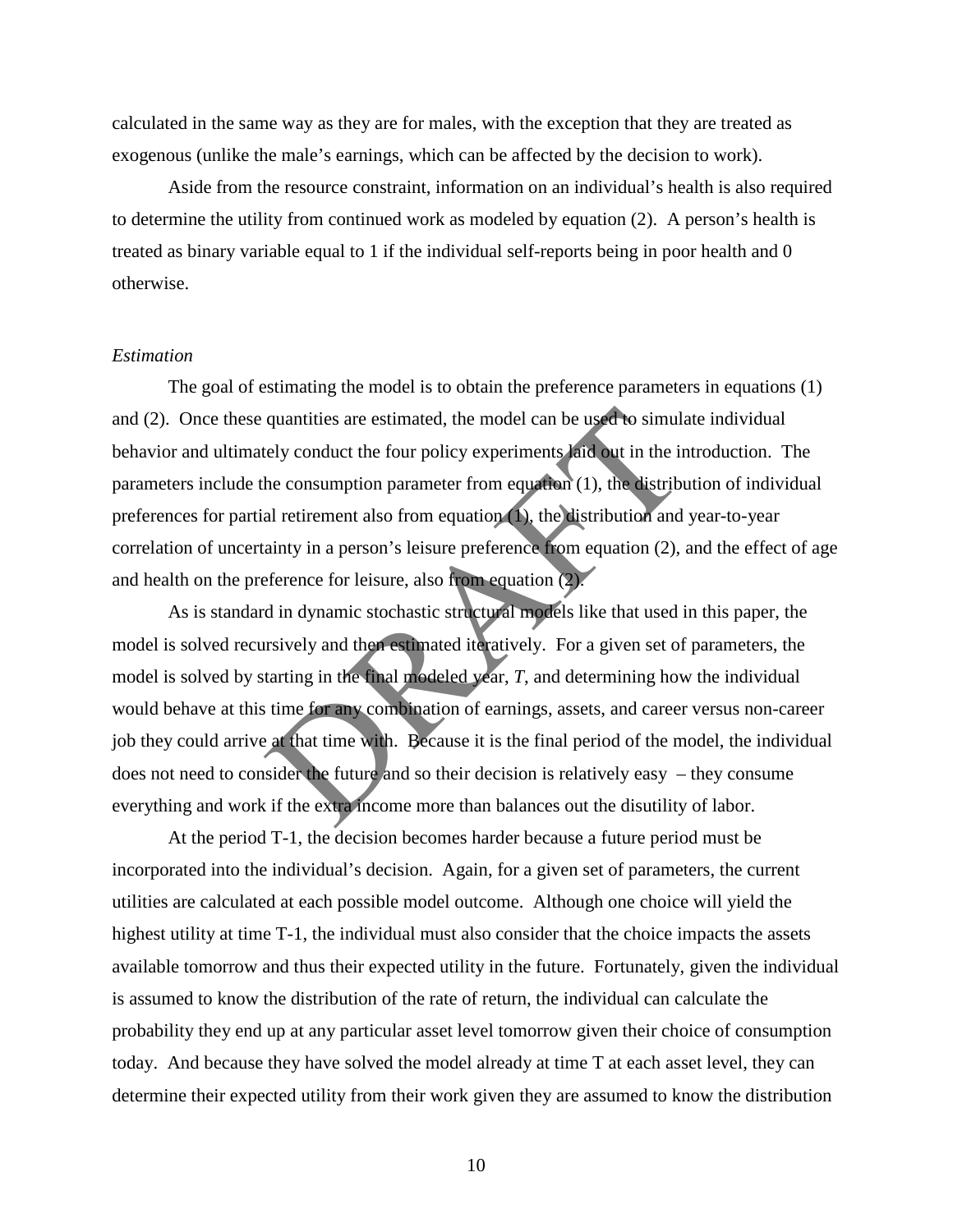calculated in the same way as they are for males, with the exception that they are treated as exogenous (unlike the male's earnings, which can be affected by the decision to work).

Aside from the resource constraint, information on an individual's health is also required to determine the utility from continued work as modeled by equation (2). A person's health is treated as binary variable equal to 1 if the individual self-reports being in poor health and 0 otherwise.

*Estimation*

The goal of estimating the model is to obtain the preference parameters in equations (1) and (2). Once these quantities are estimated, the model can be used to simulate individual behavior and ultimately conduct the four policy experiments laid out in the introduction. The parameters include the consumption parameter from equation (1), the distribution of individual preferences for partial retirement also from equation (1), the distribution and year-to-year correlation of uncertainty in a person's leisure preference from equation (2), and the effect of age and health on the preference for leisure, also from equation (2).

As is standard in dynamic stochastic structural models like that used in this paper, the model is solved recursively and then estimated iteratively. For a given set of parameters, the model is solved by starting in the final modeled year, *T*, and determining how the individual would behave at this time for any combination of earnings, assets, and career versus non-career job they could arrive at that time with. Because it is the final period of the model, the individual does not need to consider the future and so their decision is relatively easy – they consume everything and work if the extra income more than balances out the disutility of labor.

At the period T-1, the decision becomes harder because a future period must be incorporated into the individual's decision. Again, for a given set of parameters, the current utilities are calculated at each possible model outcome. Although one choice will yield the highest utility at time T-1, the individual must also consider that the choice impacts the assets available tomorrow and thus their expected utility in the future. Fortunately, given the individual is assumed to know the distribution of the rate of return, the individual can calculate the probability they end up at any particular asset level tomorrow given their choice of consumption today. And because they have solved the model already at time T at each asset level, they can determine their expected utility from their work given they are assumed to know the distribution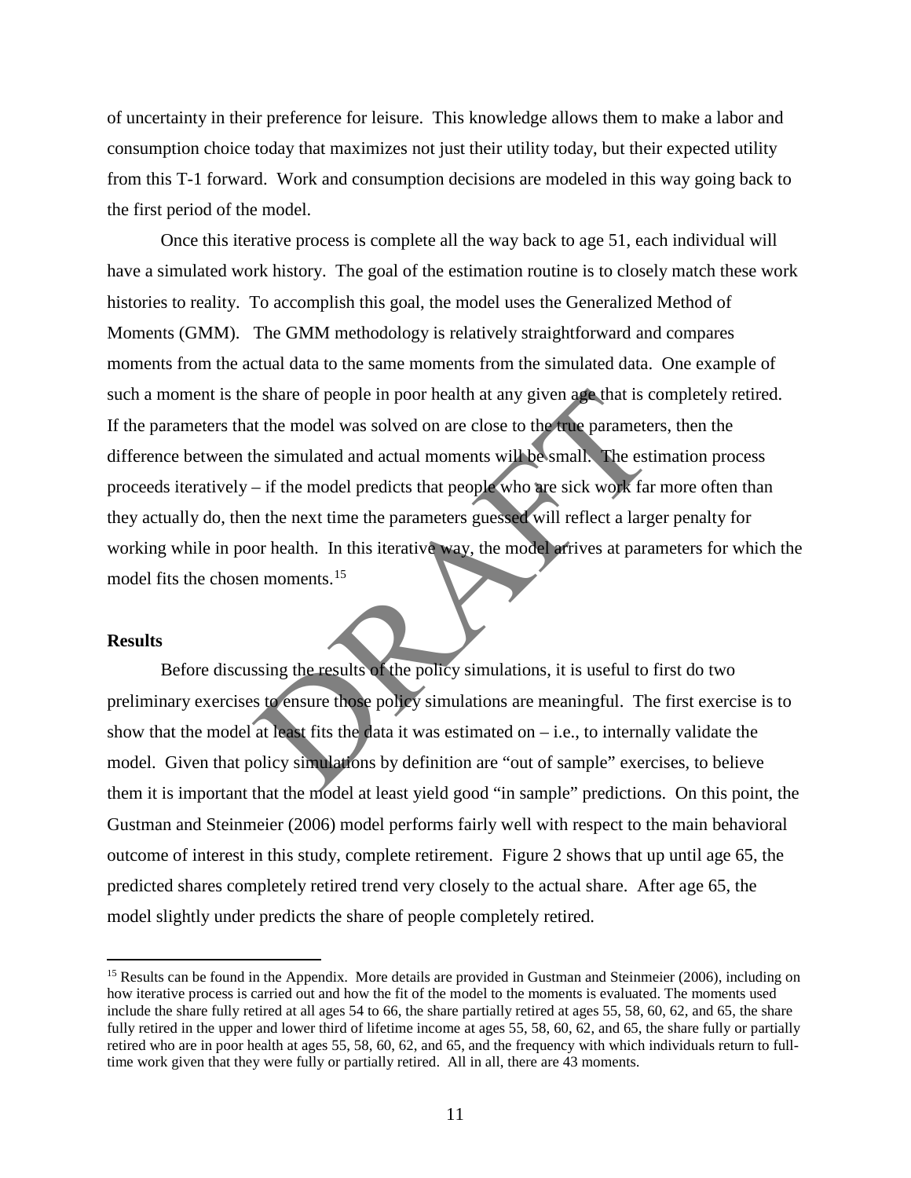of uncertainty in their preference for leisure. This knowledge allows them to make a labor and consumption choice today that maximizes not just their utility today, but their expected utility from this T-1 forward. Work and consumption decisions are modeled in this way going back to the first period of the model.

Once this iterative process is complete all the way back to age 51, each individual will have a simulated work history. The goal of the estimation routine is to closely match these work histories to reality. To accomplish this goal, the model uses the Generalized Method of Moments (GMM). The GMM methodology is relatively straightforward and compares moments from the actual data to the same moments from the simulated data. One example of such a moment is the share of people in poor health at any given age that is completely retired. If the parameters that the model was solved on are close to the true parameters, then the difference between the simulated and actual moments will be small. The estimation process proceeds iteratively – if the model predicts that people who are sick work far more often than they actually do, then the next time the parameters guessed will reflect a larger penalty for working while in poor health. In this iterative way, the model arrives at parameters for which the model fits the chosen moments.[15]

**Results**

Before discussing the results of the policy simulations, it is useful to first do two preliminary exercises to ensure those policy simulations are meaningful. The first exercise is to show that the model at least fits the data it was estimated on – i.e., to internally validate the model. Given that policy simulations by definition are "out of sample" exercises, to believe them it is important that the model at least yield good "in sample" predictions. On this point, the Gustman and Steinmeier (2006) model performs fairly well with respect to the main behavioral outcome of interest in this study, complete retirement. Figure 2 shows that up until age 65, the predicted shares completely retired trend very closely to the actual share. After age 65, the model slightly under predicts the share of people completely retired.

---

[15] Results can be found in the Appendix. More details are provided in Gustman and Steinmeier (2006), including on how iterative process is carried out and how the fit of the model to the moments is evaluated. The moments used include the share fully retired at all ages 54 to 66, the share partially retired at ages 55, 58, 60, 62, and 65, the share fully retired in the upper and lower third of lifetime income at ages 55, 58, 60, 62, and 65, the share fully or partially retired who are in poor health at ages 55, 58, 60, 62, and 65, and the frequency with which individuals return to full-time work given that they were fully or partially retired. All in all, there are 43 moments.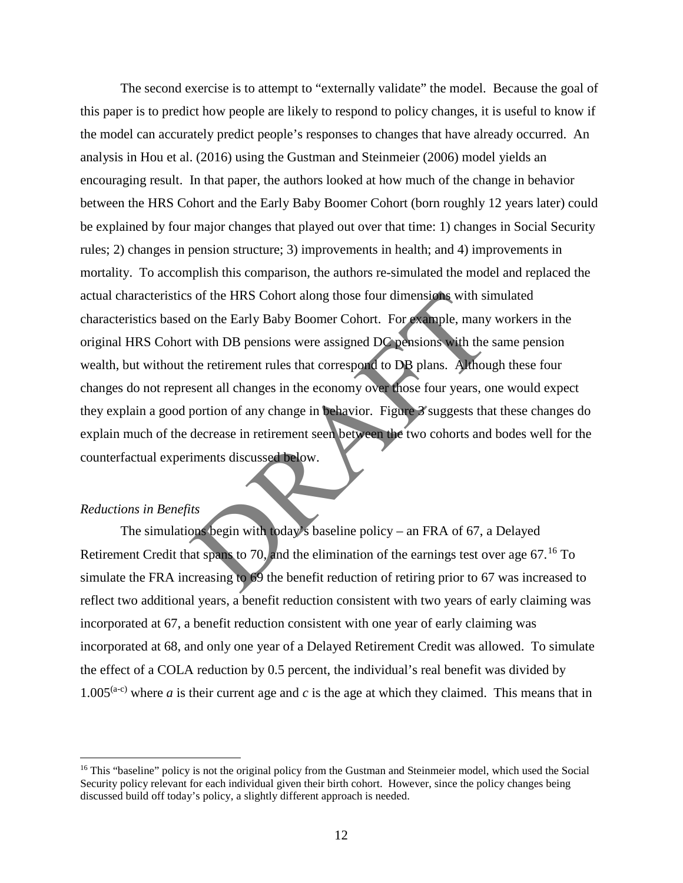The second exercise is to attempt to "externally validate" the model. Because the goal of this paper is to predict how people are likely to respond to policy changes, it is useful to know if the model can accurately predict people's responses to changes that have already occurred. An analysis in Hou et al. (2016) using the Gustman and Steinmeier (2006) model yields an encouraging result. In that paper, the authors looked at how much of the change in behavior between the HRS Cohort and the Early Baby Boomer Cohort (born roughly 12 years later) could be explained by four major changes that played out over that time: 1) changes in Social Security rules; 2) changes in pension structure; 3) improvements in health; and 4) improvements in mortality. To accomplish this comparison, the authors re-simulated the model and replaced the actual characteristics of the HRS Cohort along those four dimensions with simulated characteristics based on the Early Baby Boomer Cohort. For example, many workers in the original HRS Cohort with DB pensions were assigned DC pensions with the same pension wealth, but without the retirement rules that correspond to DB plans. Although these four changes do not represent all changes in the economy over those four years, one would expect they explain a good portion of any change in behavior. Figure 3 suggests that these changes do explain much of the decrease in retirement seen between the two cohorts and bodes well for the counterfactual experiments discussed below.

*Reductions in Benefits*

The simulations begin with today's baseline policy – an FRA of 67, a Delayed Retirement Credit that spans to 70, and the elimination of the earnings test over age 67.[16] To simulate the FRA increasing to 69 the benefit reduction of retiring prior to 67 was increased to reflect two additional years, a benefit reduction consistent with two years of early claiming was incorporated at 67, a benefit reduction consistent with one year of early claiming was incorporated at 68, and only one year of a Delayed Retirement Credit was allowed. To simulate the effect of a COLA reduction by 0.5 percent, the individual's real benefit was divided by $1.005^{(a-c)}$ where $a$ is their current age and $c$ is the age at which they claimed. This means that in

[16] This "baseline" policy is not the original policy from the Gustman and Steinmeier model, which used the Social Security policy relevant for each individual given their birth cohort. However, since the policy changes being discussed build off today's policy, a slightly different approach is needed.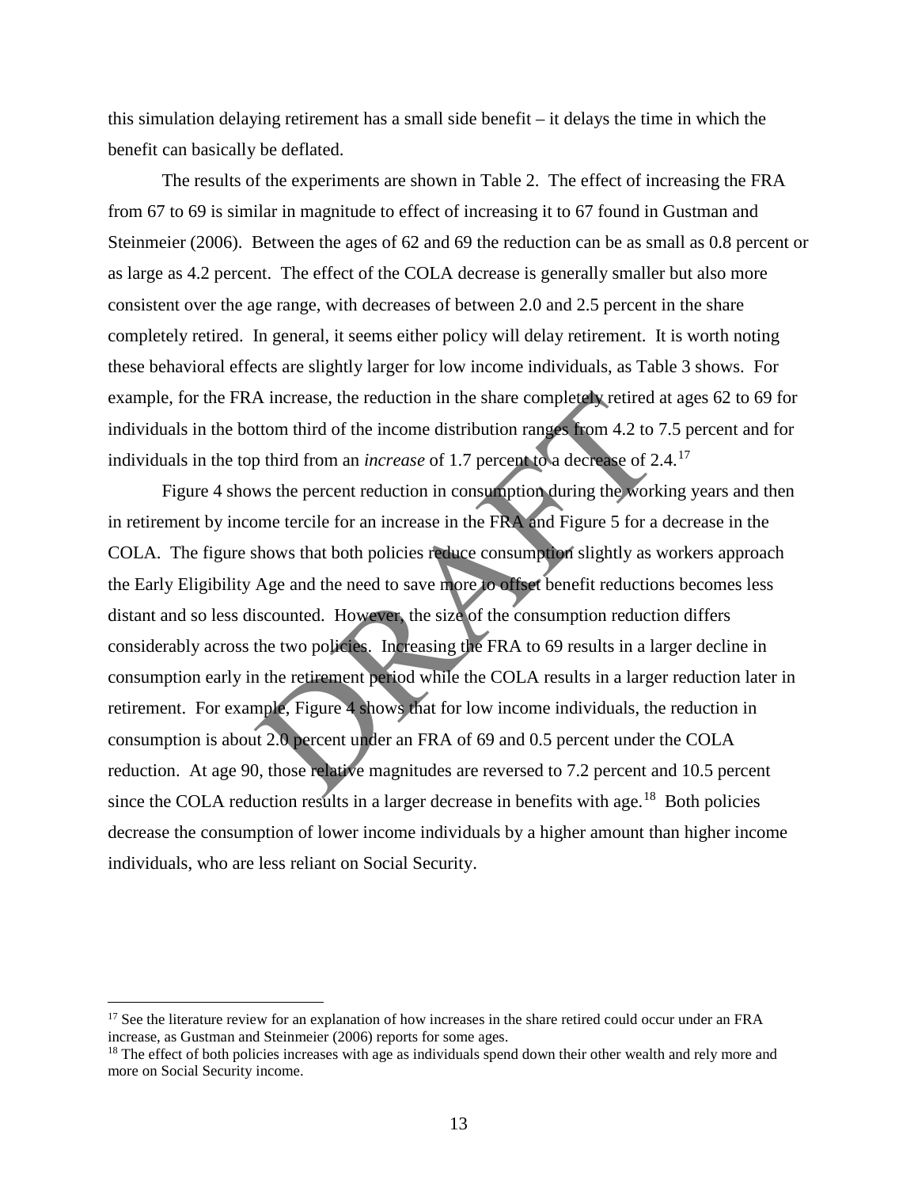this simulation delaying retirement has a small side benefit – it delays the time in which the benefit can basically be deflated.

The results of the experiments are shown in Table 2. The effect of increasing the FRA from 67 to 69 is similar in magnitude to effect of increasing it to 67 found in Gustman and Steinmeier (2006). Between the ages of 62 and 69 the reduction can be as small as 0.8 percent or as large as 4.2 percent. The effect of the COLA decrease is generally smaller but also more consistent over the age range, with decreases of between 2.0 and 2.5 percent in the share completely retired. In general, it seems either policy will delay retirement. It is worth noting these behavioral effects are slightly larger for low income individuals, as Table 3 shows. For example, for the FRA increase, the reduction in the share completely retired at ages 62 to 69 for individuals in the bottom third of the income distribution ranges from 4.2 to 7.5 percent and for individuals in the top third from an *increase* of 1.7 percent to a decrease of 2.4.[17]

Figure 4 shows the percent reduction in consumption during the working years and then in retirement by income tercile for an increase in the FRA and Figure 5 for a decrease in the COLA. The figure shows that both policies reduce consumption slightly as workers approach the Early Eligibility Age and the need to save more to offset benefit reductions becomes less distant and so less discounted. However, the size of the consumption reduction differs considerably across the two policies. Increasing the FRA to 69 results in a larger decline in consumption early in the retirement period while the COLA results in a larger reduction later in retirement. For example, Figure 4 shows that for low income individuals, the reduction in consumption is about 2.0 percent under an FRA of 69 and 0.5 percent under the COLA reduction. At age 90, those relative magnitudes are reversed to 7.2 percent and 10.5 percent since the COLA reduction results in a larger decrease in benefits with age.[18] Both policies decrease the consumption of lower income individuals by a higher amount than higher income individuals, who are less reliant on Social Security.

---

[17] See the literature review for an explanation of how increases in the share retired could occur under an FRA increase, as Gustman and Steinmeier (2006) reports for some ages.

[18] The effect of both policies increases with age as individuals spend down their other wealth and rely more and more on Social Security income.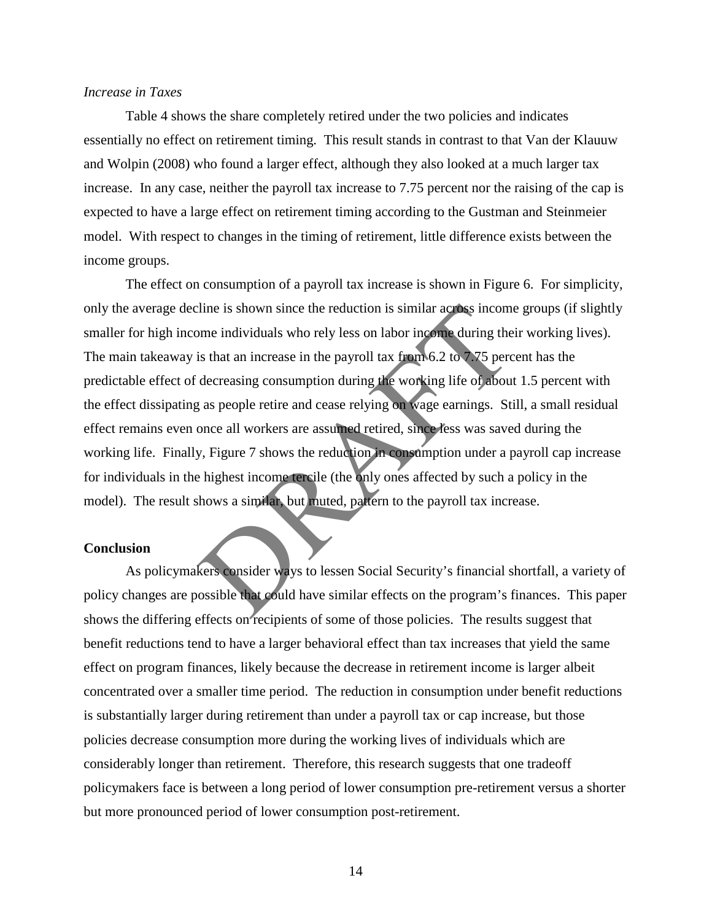*Increase in Taxes*

Table 4 shows the share completely retired under the two policies and indicates essentially no effect on retirement timing. This result stands in contrast to that Van der Klauuw and Wolpin (2008) who found a larger effect, although they also looked at a much larger tax increase. In any case, neither the payroll tax increase to 7.75 percent nor the raising of the cap is expected to have a large effect on retirement timing according to the Gustman and Steinmeier model. With respect to changes in the timing of retirement, little difference exists between the income groups.

The effect on consumption of a payroll tax increase is shown in Figure 6. For simplicity, only the average decline is shown since the reduction is similar across income groups (if slightly smaller for high income individuals who rely less on labor income during their working lives). The main takeaway is that an increase in the payroll tax from 6.2 to 7.75 percent has the predictable effect of decreasing consumption during the working life of about 1.5 percent with the effect dissipating as people retire and cease relying on wage earnings. Still, a small residual effect remains even once all workers are assumed retired, since less was saved during the working life. Finally, Figure 7 shows the reduction in consumption under a payroll cap increase for individuals in the highest income tercile (the only ones affected by such a policy in the model). The result shows a similar, but muted, pattern to the payroll tax increase.

**Conclusion**

As policymakers consider ways to lessen Social Security's financial shortfall, a variety of policy changes are possible that could have similar effects on the program's finances. This paper shows the differing effects on recipients of some of those policies. The results suggest that benefit reductions tend to have a larger behavioral effect than tax increases that yield the same effect on program finances, likely because the decrease in retirement income is larger albeit concentrated over a smaller time period. The reduction in consumption under benefit reductions is substantially larger during retirement than under a payroll tax or cap increase, but those policies decrease consumption more during the working lives of individuals which are considerably longer than retirement. Therefore, this research suggests that one tradeoff policymakers face is between a long period of lower consumption pre-retirement versus a shorter but more pronounced period of lower consumption post-retirement.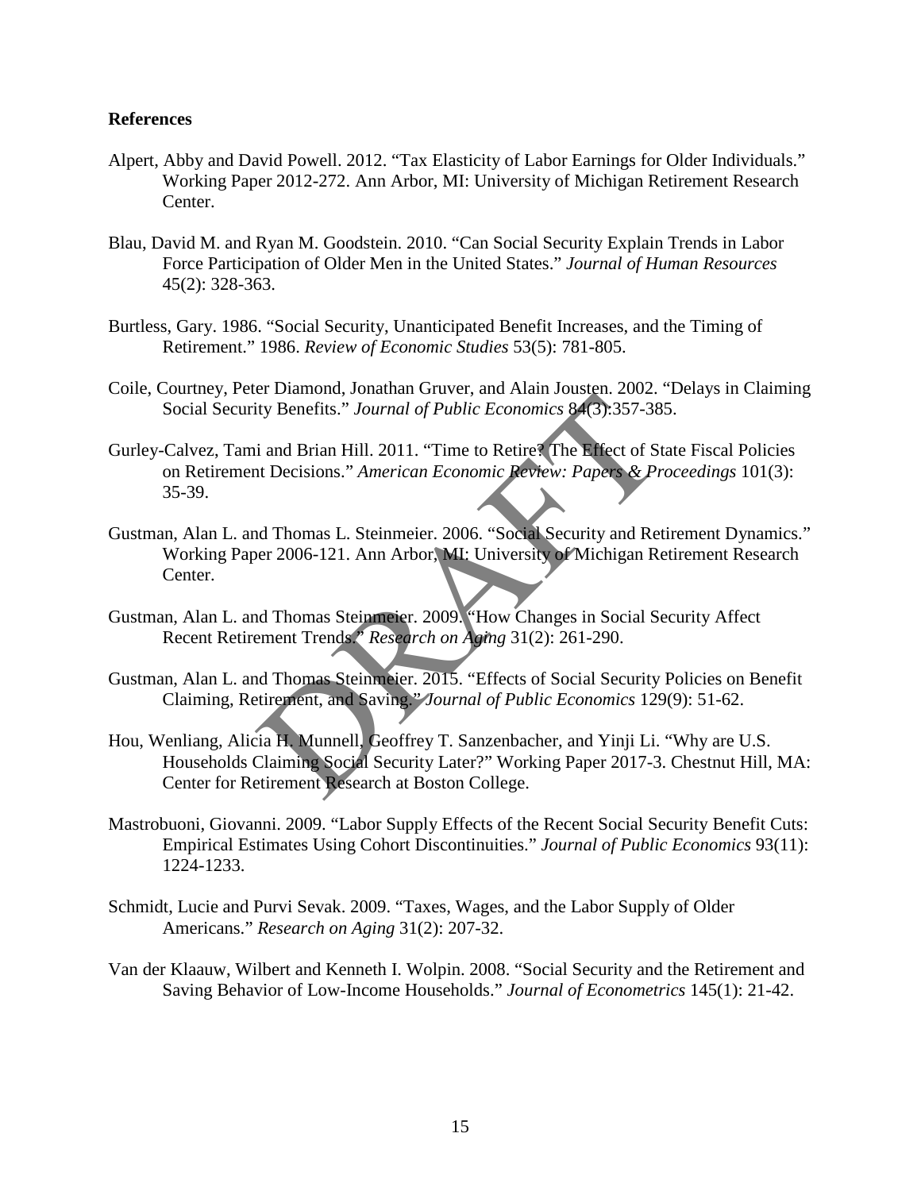**References**

Alpert, Abby and David Powell. 2012. "Tax Elasticity of Labor Earnings for Older Individuals." Working Paper 2012-272. Ann Arbor, MI: University of Michigan Retirement Research Center.

Blau, David M. and Ryan M. Goodstein. 2010. "Can Social Security Explain Trends in Labor Force Participation of Older Men in the United States." *Journal of Human Resources* 45(2): 328-363.

Burtless, Gary. 1986. "Social Security, Unanticipated Benefit Increases, and the Timing of Retirement." 1986. *Review of Economic Studies* 53(5): 781-805.

Coile, Courtney, Peter Diamond, Jonathan Gruver, and Alain Jousten. 2002. "Delays in Claiming Social Security Benefits." *Journal of Public Economics* 84(3):357-385.

Gurley-Calvez, Tami and Brian Hill. 2011. "Time to Retire? The Effect of State Fiscal Policies on Retirement Decisions." *American Economic Review: Papers & Proceedings* 101(3): 35-39.

Gustman, Alan L. and Thomas L. Steinmeier. 2006. "Social Security and Retirement Dynamics." Working Paper 2006-121. Ann Arbor, MI: University of Michigan Retirement Research Center.

Gustman, Alan L. and Thomas Steinmeier. 2009. "How Changes in Social Security Affect Recent Retirement Trends." *Research on Aging* 31(2): 261-290.

Gustman, Alan L. and Thomas Steinmeier. 2015. "Effects of Social Security Policies on Benefit Claiming, Retirement, and Saving." *Journal of Public Economics* 129(9): 51-62.

Hou, Wenliang, Alicia H. Munnell, Geoffrey T. Sanzenbacher, and Yinji Li. "Why are U.S. Households Claiming Social Security Later?" Working Paper 2017-3. Chestnut Hill, MA: Center for Retirement Research at Boston College.

Mastrobuoni, Giovanni. 2009. "Labor Supply Effects of the Recent Social Security Benefit Cuts: Empirical Estimates Using Cohort Discontinuities." *Journal of Public Economics* 93(11): 1224-1233.

Schmidt, Lucie and Purvi Sevak. 2009. "Taxes, Wages, and the Labor Supply of Older Americans." *Research on Aging* 31(2): 207-32.

Van der Klaauw, Wilbert and Kenneth I. Wolpin. 2008. "Social Security and the Retirement and Saving Behavior of Low-Income Households." *Journal of Econometrics* 145(1): 21-42.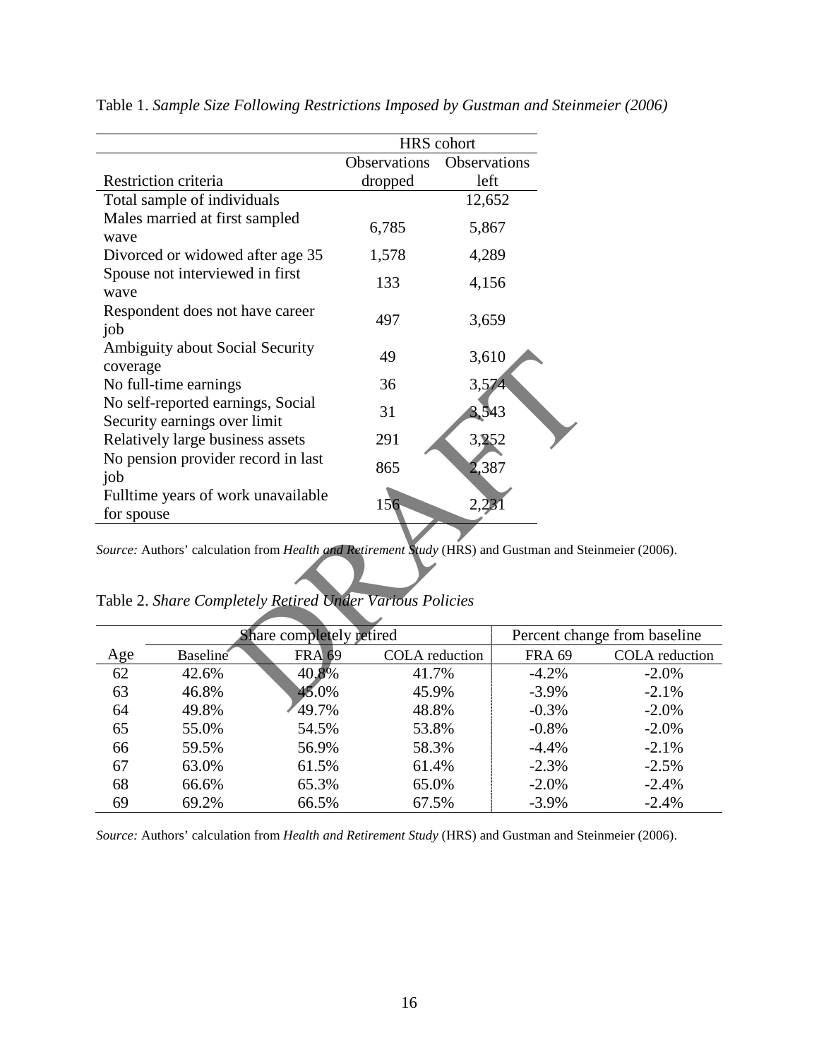Table 1. *Sample Size Following Restrictions Imposed by Gustman and Steinmeier (2006)*

| Restriction criteria | HRS cohort | |
|---|---|---|
| | Observations dropped | Observations left |
| Total sample of individuals | | 12,652 |
| Males married at first sampled wave | 6,785 | 5,867 |
| Divorced or widowed after age 35 | 1,578 | 4,289 |
| Spouse not interviewed in first wave | 133 | 4,156 |
| Respondent does not have career job | 497 | 3,659 |
| Ambiguity about Social Security coverage | 49 | 3,610 |
| No full-time earnings | 36 | 3,574 |
| No self-reported earnings, Social Security earnings over limit | 31 | 3,543 |
| Relatively large business assets | 291 | 3,252 |
| No pension provider record in last job | 865 | 2,387 |
| Fulltime years of work unavailable for spouse | 156 | 2,231 |

*Source:* Authors' calculation from *Health and Retirement Study* (HRS) and Gustman and Steinmeier (2006).

Table 2. *Share Completely Retired Under Various Policies*

| Age | Share completely retired | | | Percent change from baseline | |
|---|---|---|---|---|---|
| | Baseline | FRA 69 | COLA reduction | FRA 69 | COLA reduction |
| 62 | 42.6% | 40.8% | 41.7% | -4.2% | -2.0% |
| 63 | 46.8% | 45.0% | 45.9% | -3.9% | -2.1% |
| 64 | 49.8% | 49.7% | 48.8% | -0.3% | -2.0% |
| 65 | 55.0% | 54.5% | 53.8% | -0.8% | -2.0% |
| 66 | 59.5% | 56.9% | 58.3% | -4.4% | -2.1% |
| 67 | 63.0% | 61.5% | 61.4% | -2.3% | -2.5% |
| 68 | 66.6% | 65.3% | 65.0% | -2.0% | -2.4% |
| 69 | 69.2% | 66.5% | 67.5% | -3.9% | -2.4% |

*Source:* Authors' calculation from *Health and Retirement Study* (HRS) and Gustman and Steinmeier (2006).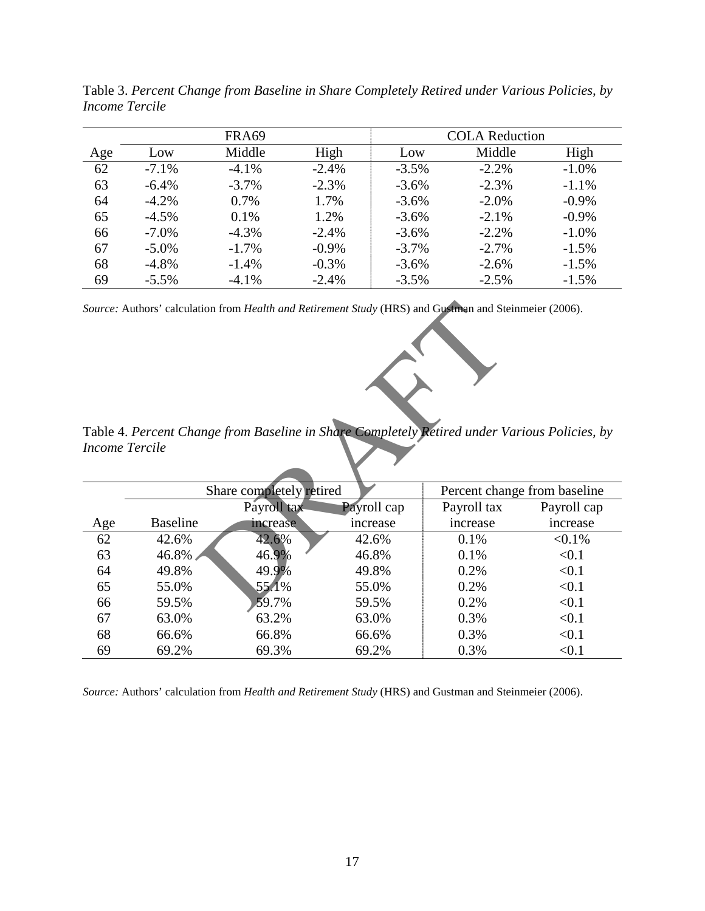Table 3. *Percent Change from Baseline in Share Completely Retired under Various Policies, by Income Tercile*

| | FRA69 | | | COLA Reduction | | |
|---|---|---|---|---|---|---|
| Age | Low | Middle | High | Low | Middle | High |
| 62 | -7.1% | -4.1% | -2.4% | -3.5% | -2.2% | -1.0% |
| 63 | -6.4% | -3.7% | -2.3% | -3.6% | -2.3% | -1.1% |
| 64 | -4.2% | 0.7% | 1.7% | -3.6% | -2.0% | -0.9% |
| 65 | -4.5% | 0.1% | 1.2% | -3.6% | -2.1% | -0.9% |
| 66 | -7.0% | -4.3% | -2.4% | -3.6% | -2.2% | -1.0% |
| 67 | -5.0% | -1.7% | -0.9% | -3.7% | -2.7% | -1.5% |
| 68 | -4.8% | -1.4% | -0.3% | -3.6% | -2.6% | -1.5% |
| 69 | -5.5% | -4.1% | -2.4% | -3.5% | -2.5% | -1.5% |

*Source:* Authors' calculation from *Health and Retirement Study* (HRS) and Gustman and Steinmeier (2006).

Table 4. *Percent Change from Baseline in Share Completely Retired under Various Policies, by Income Tercile*

| | Share completely retired | | | Percent change from baseline | |
|---|---|---|---|---|---|
| Age | Baseline | Payroll tax increase | Payroll cap increase | Payroll tax increase | Payroll cap increase |
| 62 | 42.6% | 42.6% | 42.6% | 0.1% | <0.1% |
| 63 | 46.8% | 46.9% | 46.8% | 0.1% | <0.1 |
| 64 | 49.8% | 49.9% | 49.8% | 0.2% | <0.1 |
| 65 | 55.0% | 55.1% | 55.0% | 0.2% | <0.1 |
| 66 | 59.5% | 59.7% | 59.5% | 0.2% | <0.1 |
| 67 | 63.0% | 63.2% | 63.0% | 0.3% | <0.1 |
| 68 | 66.6% | 66.8% | 66.6% | 0.3% | <0.1 |
| 69 | 69.2% | 69.3% | 69.2% | 0.3% | <0.1 |

*Source:* Authors' calculation from *Health and Retirement Study* (HRS) and Gustman and Steinmeier (2006).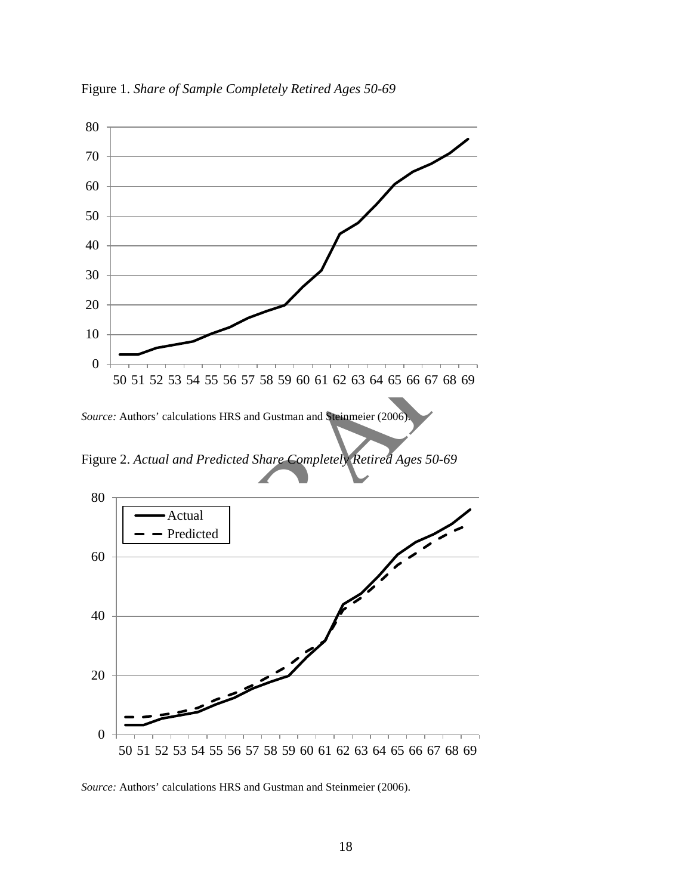Figure 1. *Share of Sample Completely Retired Ages 50-69*

*Source:* Authors' calculations HRS and Gustman and Steinmeier (2006).

Figure 2. *Actual and Predicted Share Completely Retired Ages 50-69*

*Source:* Authors' calculations HRS and Gustman and Steinmeier (2006).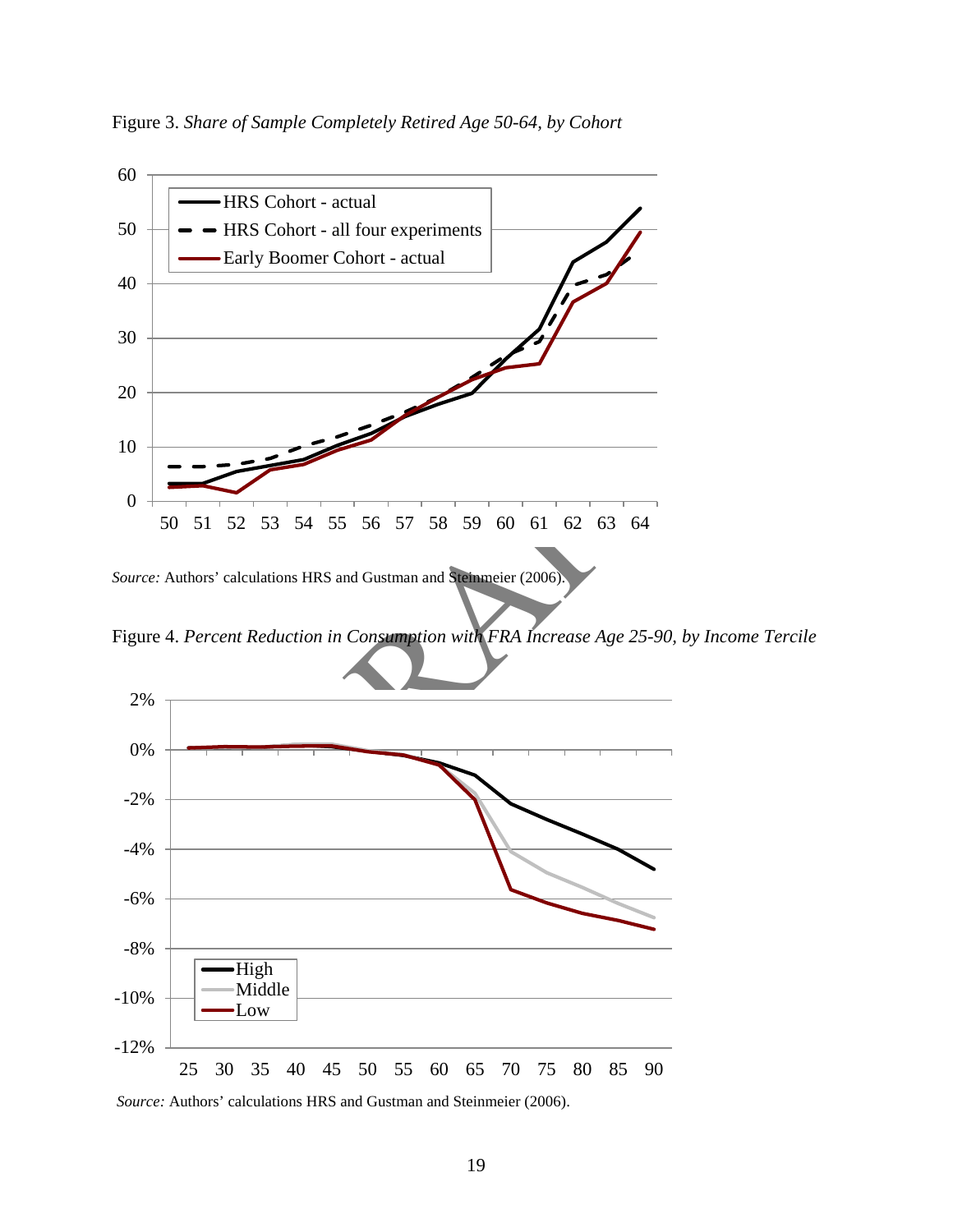Figure 3. *Share of Sample Completely Retired Age 50-64, by Cohort*

*Source:* Authors' calculations HRS and Gustman and Steinmeier (2006).

Figure 4. *Percent Reduction in Consumption with FRA Increase Age 25-90, by Income Tercile*

*Source:* Authors' calculations HRS and Gustman and Steinmeier (2006).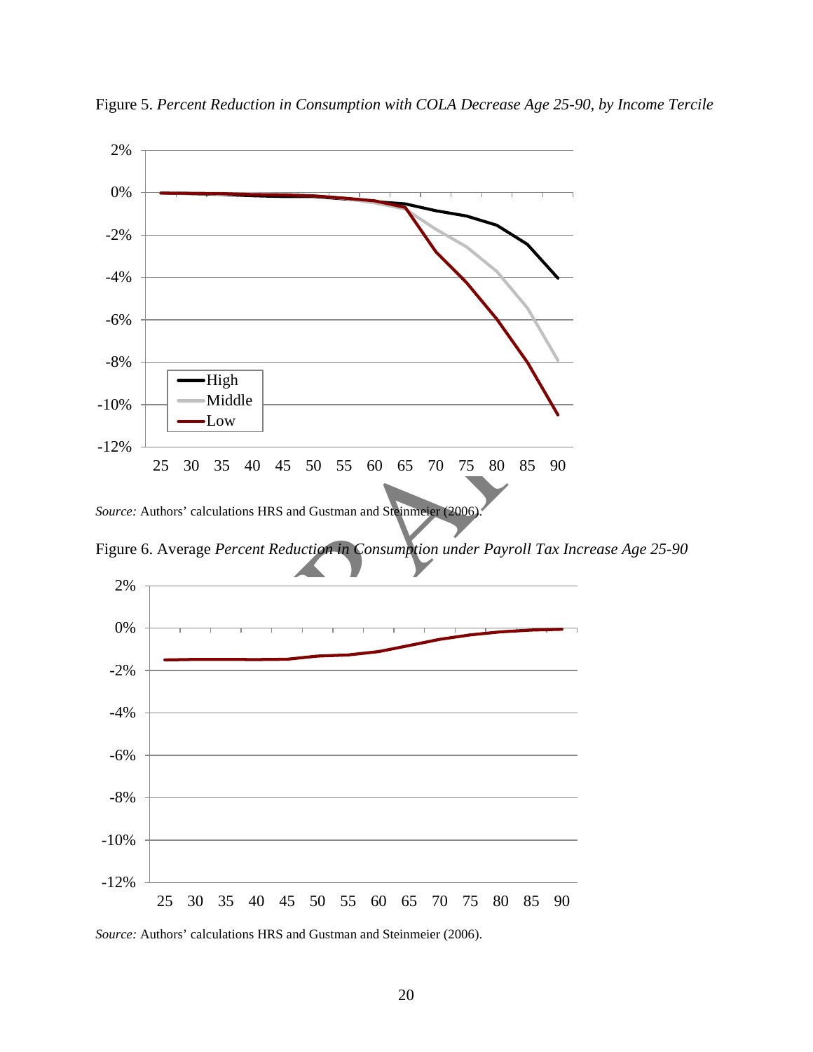Figure 5. *Percent Reduction in Consumption with COLA Decrease Age 25-90, by Income Tercile*

*Source:* Authors' calculations HRS and Gustman and Steinmeier (2006).

Figure 6. Average *Percent Reduction in Consumption under Payroll Tax Increase Age 25-90*

*Source:* Authors' calculations HRS and Gustman and Steinmeier (2006).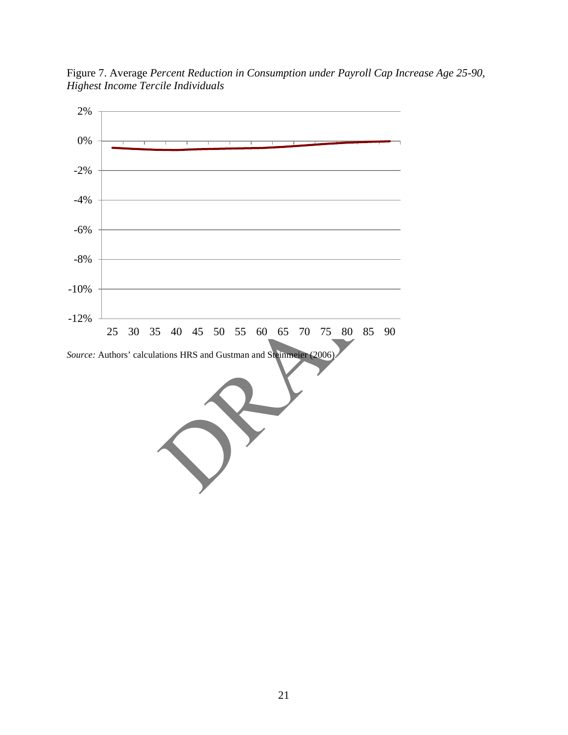Figure 7. Average *Percent Reduction in Consumption under Payroll Cap Increase Age 25-90, Highest Income Tercile Individuals*

*Source:* Authors' calculations HRS and Gustman and Steinmeier (2006).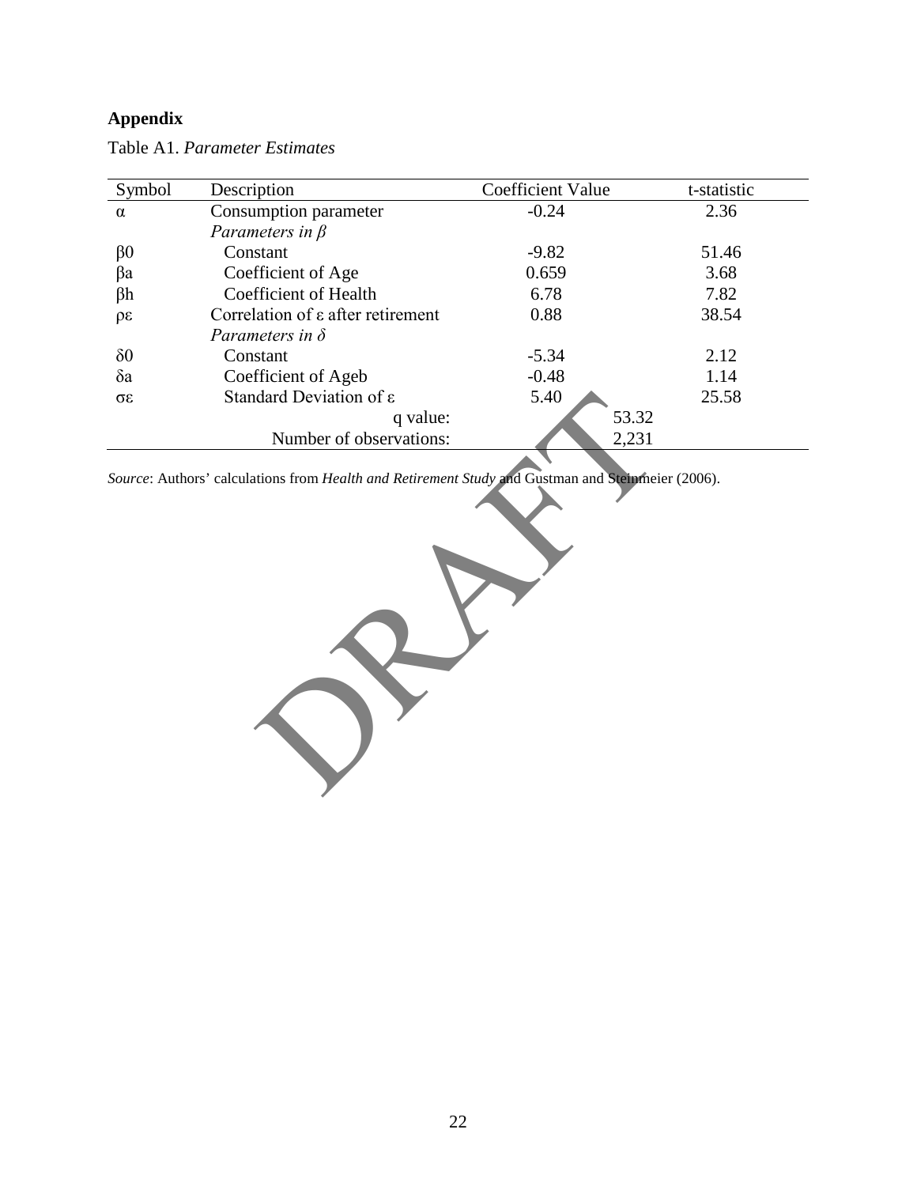**Appendix**

Table A1. *Parameter Estimates*

| Symbol | Description | Coefficient Value | t-statistic |
|---|---|---|---|
| α | Consumption parameter | -0.24 | 2.36 |
| | *Parameters in β* | | |
| β0 | Constant | -9.82 | 51.46 |
| βa | Coefficient of Age | 0.659 | 3.68 |
| βh | Coefficient of Health | 6.78 | 7.82 |
| ρε | Correlation of ε after retirement | 0.88 | 38.54 |
| | *Parameters in δ* | | |
| δ0 | Constant | -5.34 | 2.12 |
| δa | Coefficient of Ageb | -0.48 | 1.14 |
| σε | Standard Deviation of ε | 5.40 | 25.58 |
| | q value: | 53.32 | |
| | Number of observations: | 2,231 | |

*Source*: Authors' calculations from *Health and Retirement Study* and Gustman and Steinmeier (2006).